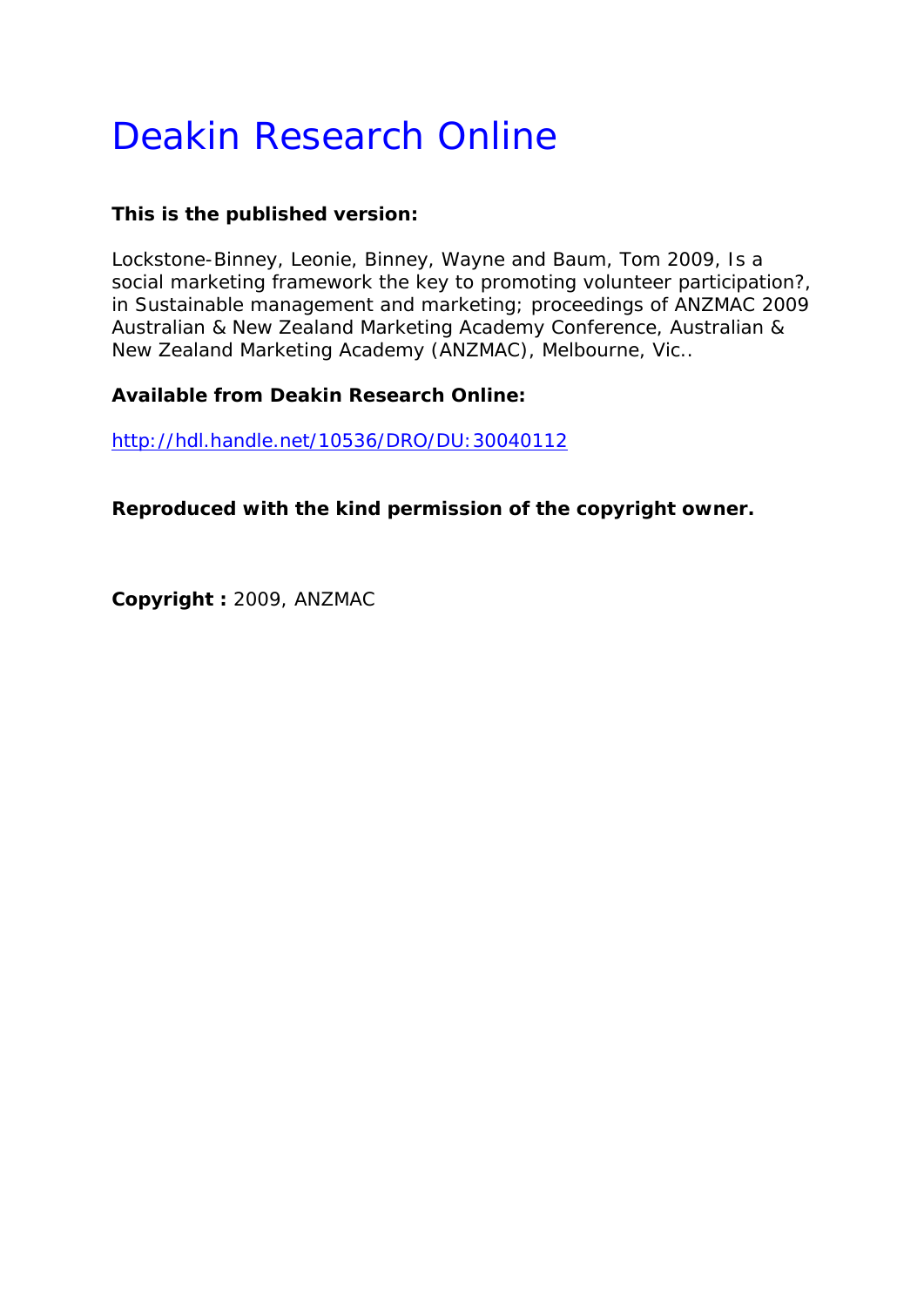# Deakin Research Online

**This is the published version:**

Lockstone-Binney, Leonie, Binney, Wayne and Baum, Tom 2009, Is a social marketing framework the key to promoting volunteer participation?, in Sustainable management and marketing; proceedings of ANZMAC 2009 Australian & New Zealand Marketing Academy Conference, Australian & New Zealand Marketing Academy (ANZMAC), Melbourne, Vic..

**Available from Deakin Research Online:**

http://hdl.handle.net/10536/DRO/DU:30040112

**Reproduced with the kind permission of the copyright owner.**

**Copyright :** 2009, ANZMAC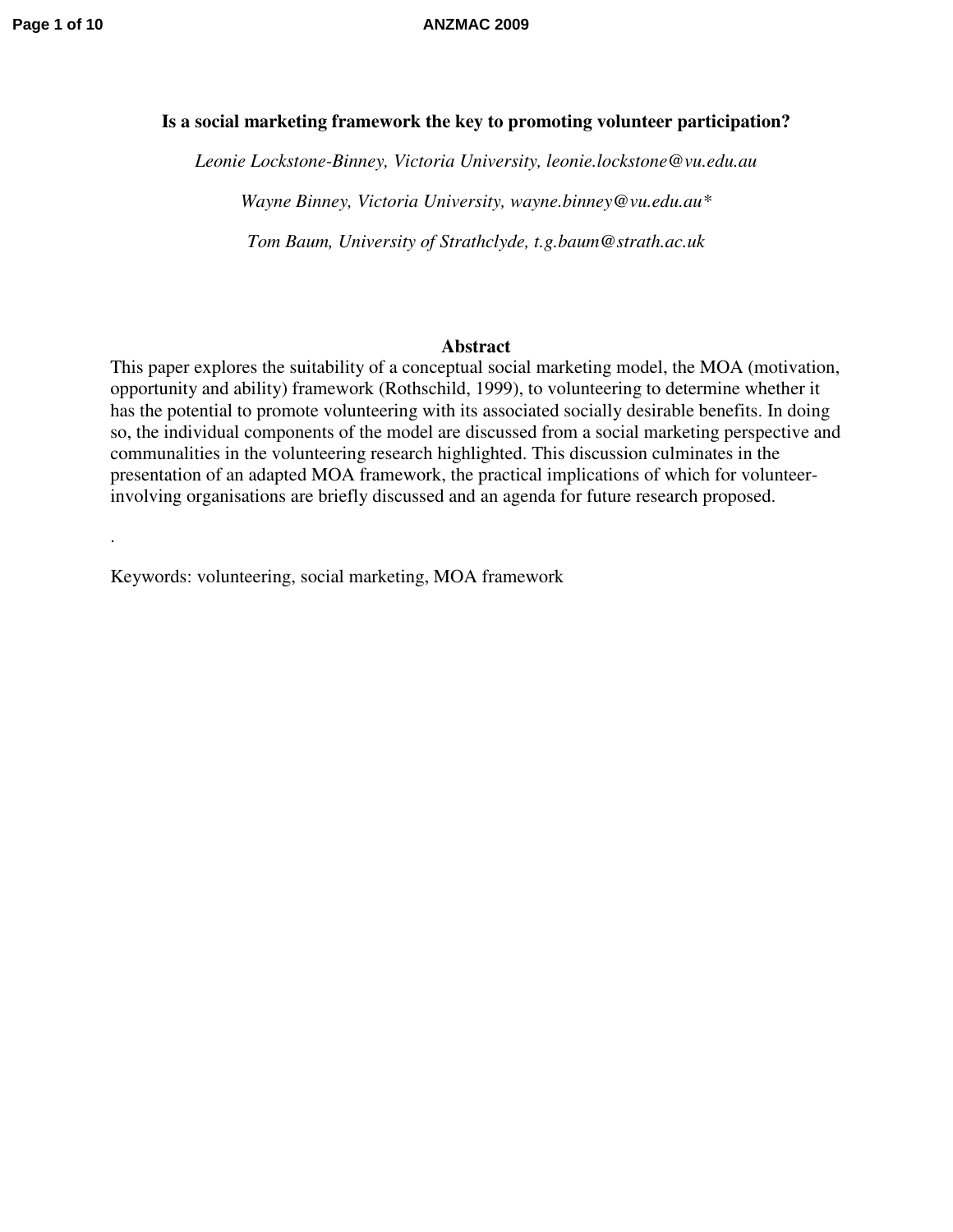**Is a social marketing framework the key to promoting volunteer participation?**

*Leonie Lockstone-Binney, Victoria University, leonie.lockstone@vu.edu.au*

*Wayne Binney, Victoria University, wayne.binney@vu.edu.au**

*Tom Baum, University of Strathclyde, t.g.baum@strath.ac.uk*

## Abstract

This paper explores the suitability of a conceptual social marketing model, the MOA (motivation, opportunity and ability) framework (Rothschild, 1999), to volunteering to determine whether it has the potential to promote volunteering with its associated socially desirable benefits. In doing so, the individual components of the model are discussed from a social marketing perspective and communalities in the volunteering research highlighted. This discussion culminates in the presentation of an adapted MOA framework, the practical implications of which for volunteer-involving organisations are briefly discussed and an agenda for future research proposed.

.

Keywords: volunteering, social marketing, MOA framework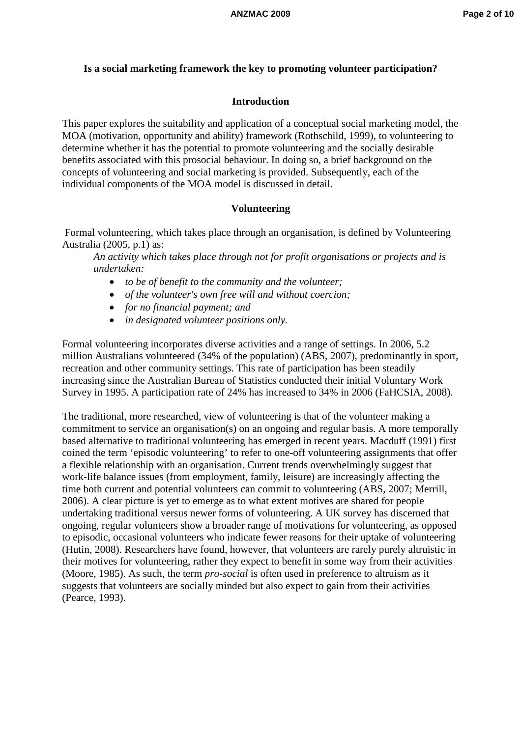## Is a social marketing framework the key to promoting volunteer participation?

### Introduction

This paper explores the suitability and application of a conceptual social marketing model, the MOA (motivation, opportunity and ability) framework (Rothschild, 1999), to volunteering to determine whether it has the potential to promote volunteering and the socially desirable benefits associated with this prosocial behaviour. In doing so, a brief background on the concepts of volunteering and social marketing is provided. Subsequently, each of the individual components of the MOA model is discussed in detail.

### Volunteering

Formal volunteering, which takes place through an organisation, is defined by Volunteering Australia (2005, p.1) as:

> *An activity which takes place through not for profit organisations or projects and is undertaken:*
>
> - *to be of benefit to the community and the volunteer;*
> - *of the volunteer's own free will and without coercion;*
> - *for no financial payment; and*
> - *in designated volunteer positions only.*

Formal volunteering incorporates diverse activities and a range of settings. In 2006, 5.2 million Australians volunteered (34% of the population) (ABS, 2007), predominantly in sport, recreation and other community settings. This rate of participation has been steadily increasing since the Australian Bureau of Statistics conducted their initial Voluntary Work Survey in 1995. A participation rate of 24% has increased to 34% in 2006 (FaHCSIA, 2008).

The traditional, more researched, view of volunteering is that of the volunteer making a commitment to service an organisation(s) on an ongoing and regular basis. A more temporally based alternative to traditional volunteering has emerged in recent years. Macduff (1991) first coined the term 'episodic volunteering' to refer to one-off volunteering assignments that offer a flexible relationship with an organisation. Current trends overwhelmingly suggest that work-life balance issues (from employment, family, leisure) are increasingly affecting the time both current and potential volunteers can commit to volunteering (ABS, 2007; Merrill, 2006). A clear picture is yet to emerge as to what extent motives are shared for people undertaking traditional versus newer forms of volunteering. A UK survey has discerned that ongoing, regular volunteers show a broader range of motivations for volunteering, as opposed to episodic, occasional volunteers who indicate fewer reasons for their uptake of volunteering (Hutin, 2008). Researchers have found, however, that volunteers are rarely purely altruistic in their motives for volunteering, rather they expect to benefit in some way from their activities (Moore, 1985). As such, the term *pro-social* is often used in preference to altruism as it suggests that volunteers are socially minded but also expect to gain from their activities (Pearce, 1993).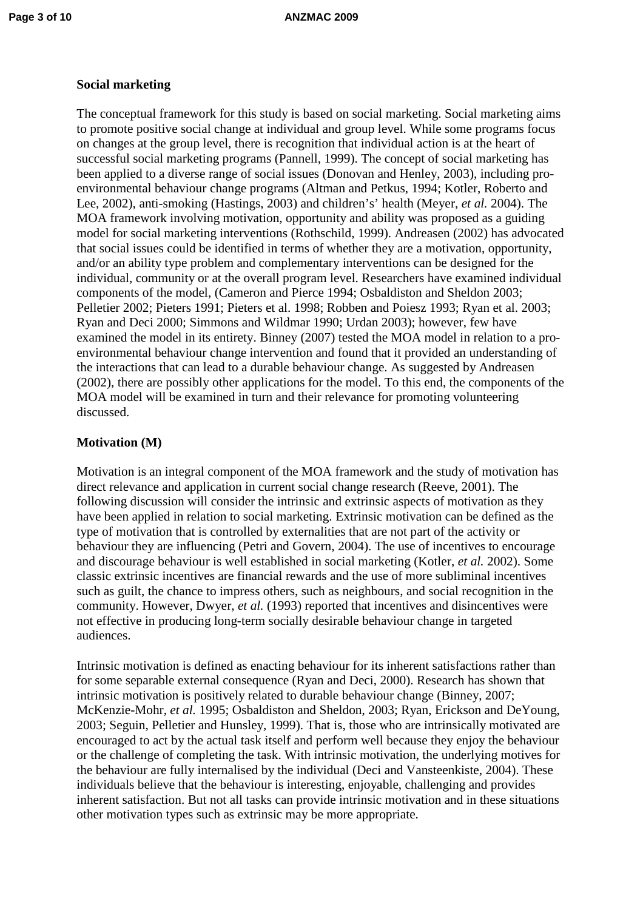**Social marketing**

The conceptual framework for this study is based on social marketing. Social marketing aims to promote positive social change at individual and group level. While some programs focus on changes at the group level, there is recognition that individual action is at the heart of successful social marketing programs (Pannell, 1999). The concept of social marketing has been applied to a diverse range of social issues (Donovan and Henley, 2003), including pro-environmental behaviour change programs (Altman and Petkus, 1994; Kotler, Roberto and Lee, 2002), anti-smoking (Hastings, 2003) and children's' health (Meyer, *et al.* 2004). The MOA framework involving motivation, opportunity and ability was proposed as a guiding model for social marketing interventions (Rothschild, 1999). Andreasen (2002) has advocated that social issues could be identified in terms of whether they are a motivation, opportunity, and/or an ability type problem and complementary interventions can be designed for the individual, community or at the overall program level. Researchers have examined individual components of the model, (Cameron and Pierce 1994; Osbaldiston and Sheldon 2003; Pelletier 2002; Pieters 1991; Pieters et al. 1998; Robben and Poiesz 1993; Ryan et al. 2003; Ryan and Deci 2000; Simmons and Wildmar 1990; Urdan 2003); however, few have examined the model in its entirety. Binney (2007) tested the MOA model in relation to a pro-environmental behaviour change intervention and found that it provided an understanding of the interactions that can lead to a durable behaviour change. As suggested by Andreasen (2002), there are possibly other applications for the model. To this end, the components of the MOA model will be examined in turn and their relevance for promoting volunteering discussed.

**Motivation (M)**

Motivation is an integral component of the MOA framework and the study of motivation has direct relevance and application in current social change research (Reeve, 2001). The following discussion will consider the intrinsic and extrinsic aspects of motivation as they have been applied in relation to social marketing. Extrinsic motivation can be defined as the type of motivation that is controlled by externalities that are not part of the activity or behaviour they are influencing (Petri and Govern, 2004). The use of incentives to encourage and discourage behaviour is well established in social marketing (Kotler, *et al.* 2002). Some classic extrinsic incentives are financial rewards and the use of more subliminal incentives such as guilt, the chance to impress others, such as neighbours, and social recognition in the community. However, Dwyer, *et al.* (1993) reported that incentives and disincentives were not effective in producing long-term socially desirable behaviour change in targeted audiences.

Intrinsic motivation is defined as enacting behaviour for its inherent satisfactions rather than for some separable external consequence (Ryan and Deci, 2000). Research has shown that intrinsic motivation is positively related to durable behaviour change (Binney, 2007; McKenzie-Mohr, *et al.* 1995; Osbaldiston and Sheldon, 2003; Ryan, Erickson and DeYoung, 2003; Seguin, Pelletier and Hunsley, 1999). That is, those who are intrinsically motivated are encouraged to act by the actual task itself and perform well because they enjoy the behaviour or the challenge of completing the task. With intrinsic motivation, the underlying motives for the behaviour are fully internalised by the individual (Deci and Vansteenkiste, 2004). These individuals believe that the behaviour is interesting, enjoyable, challenging and provides inherent satisfaction. But not all tasks can provide intrinsic motivation and in these situations other motivation types such as extrinsic may be more appropriate.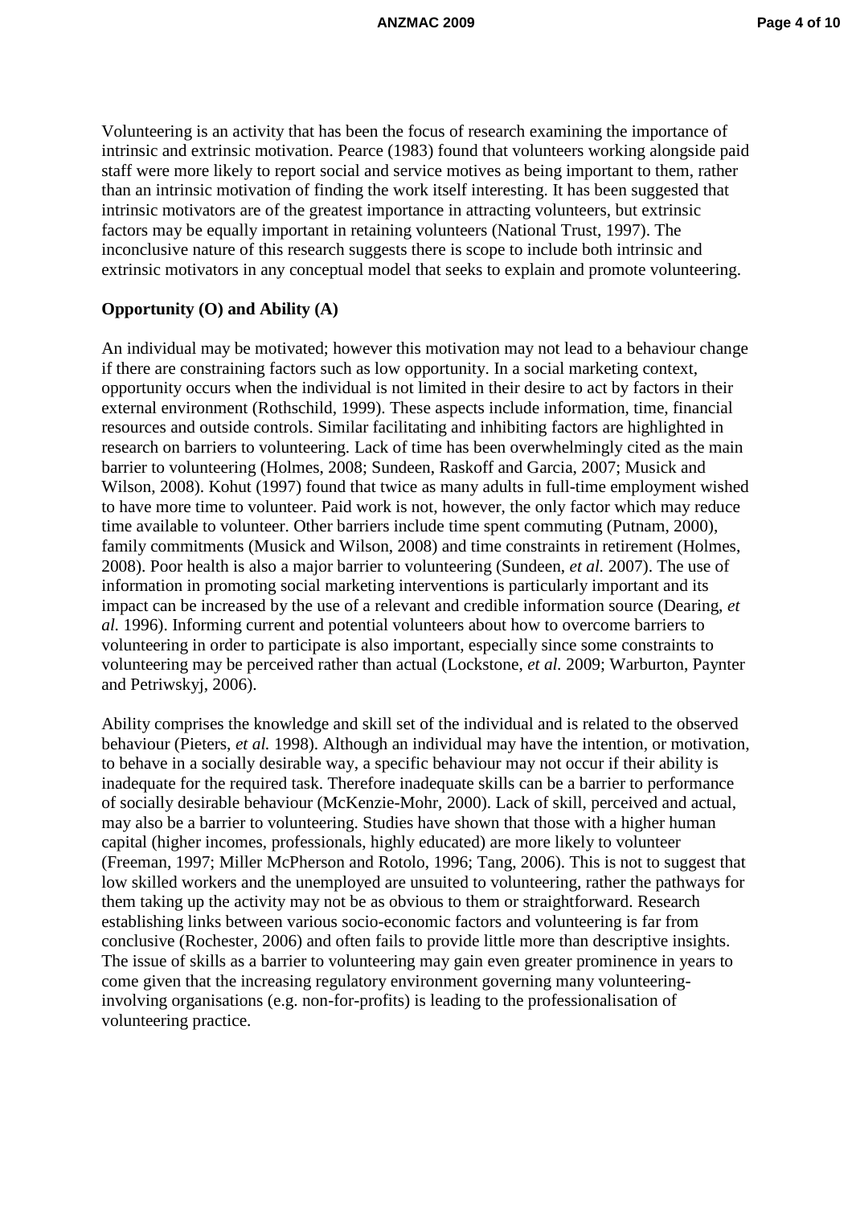Volunteering is an activity that has been the focus of research examining the importance of intrinsic and extrinsic motivation. Pearce (1983) found that volunteers working alongside paid staff were more likely to report social and service motives as being important to them, rather than an intrinsic motivation of finding the work itself interesting. It has been suggested that intrinsic motivators are of the greatest importance in attracting volunteers, but extrinsic factors may be equally important in retaining volunteers (National Trust, 1997). The inconclusive nature of this research suggests there is scope to include both intrinsic and extrinsic motivators in any conceptual model that seeks to explain and promote volunteering.

**Opportunity (O) and Ability (A)**

An individual may be motivated; however this motivation may not lead to a behaviour change if there are constraining factors such as low opportunity. In a social marketing context, opportunity occurs when the individual is not limited in their desire to act by factors in their external environment (Rothschild, 1999). These aspects include information, time, financial resources and outside controls. Similar facilitating and inhibiting factors are highlighted in research on barriers to volunteering. Lack of time has been overwhelmingly cited as the main barrier to volunteering (Holmes, 2008; Sundeen, Raskoff and Garcia, 2007; Musick and Wilson, 2008). Kohut (1997) found that twice as many adults in full-time employment wished to have more time to volunteer. Paid work is not, however, the only factor which may reduce time available to volunteer. Other barriers include time spent commuting (Putnam, 2000), family commitments (Musick and Wilson, 2008) and time constraints in retirement (Holmes, 2008). Poor health is also a major barrier to volunteering (Sundeen, *et al.* 2007). The use of information in promoting social marketing interventions is particularly important and its impact can be increased by the use of a relevant and credible information source (Dearing, *et al.* 1996). Informing current and potential volunteers about how to overcome barriers to volunteering in order to participate is also important, especially since some constraints to volunteering may be perceived rather than actual (Lockstone, *et al.* 2009; Warburton, Paynter and Petriwskyj, 2006).

Ability comprises the knowledge and skill set of the individual and is related to the observed behaviour (Pieters, *et al.* 1998). Although an individual may have the intention, or motivation, to behave in a socially desirable way, a specific behaviour may not occur if their ability is inadequate for the required task. Therefore inadequate skills can be a barrier to performance of socially desirable behaviour (McKenzie-Mohr, 2000). Lack of skill, perceived and actual, may also be a barrier to volunteering. Studies have shown that those with a higher human capital (higher incomes, professionals, highly educated) are more likely to volunteer (Freeman, 1997; Miller McPherson and Rotolo, 1996; Tang, 2006). This is not to suggest that low skilled workers and the unemployed are unsuited to volunteering, rather the pathways for them taking up the activity may not be as obvious to them or straightforward. Research establishing links between various socio-economic factors and volunteering is far from conclusive (Rochester, 2006) and often fails to provide little more than descriptive insights. The issue of skills as a barrier to volunteering may gain even greater prominence in years to come given that the increasing regulatory environment governing many volunteering-involving organisations (e.g. non-for-profits) is leading to the professionalisation of volunteering practice.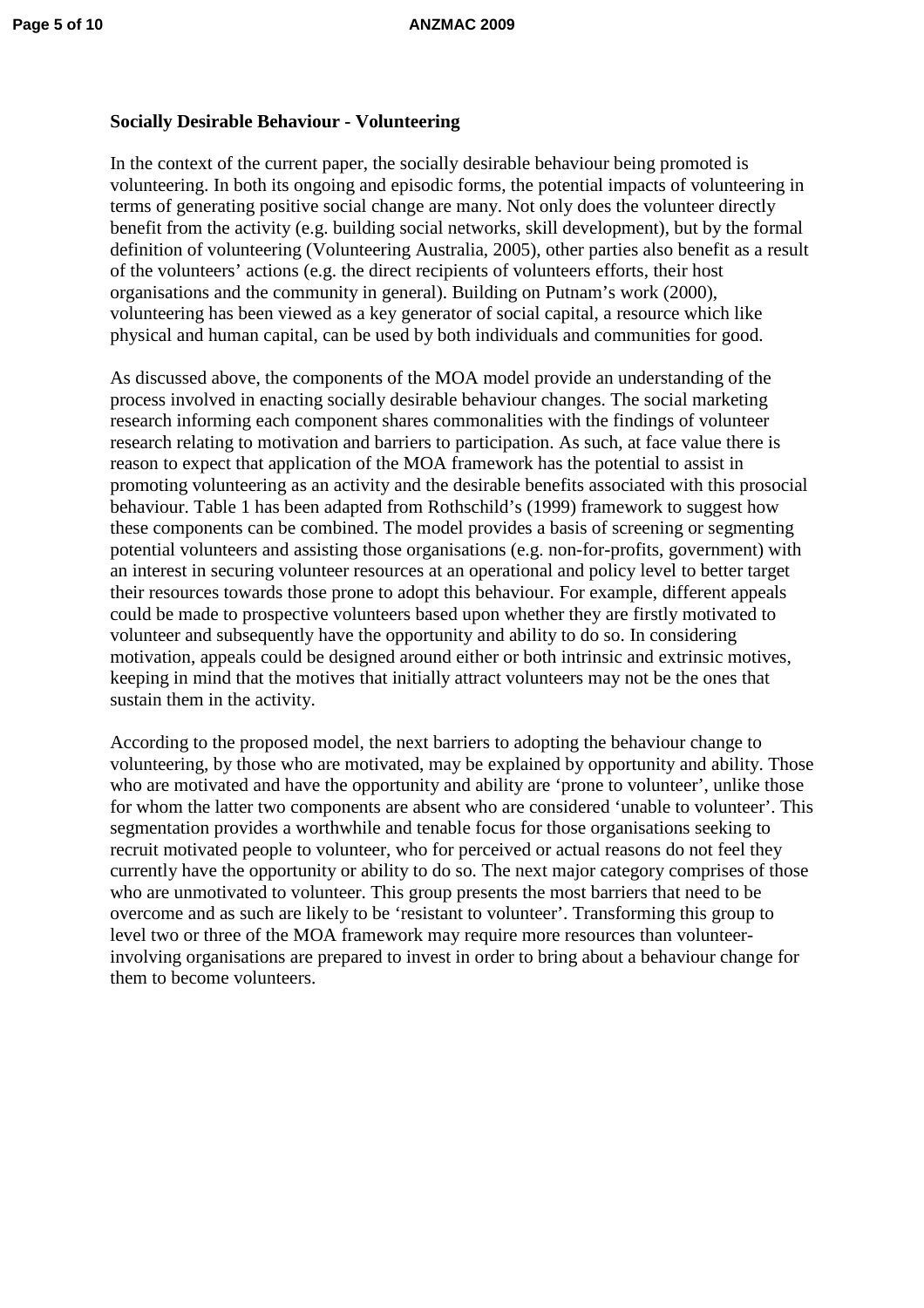**Socially Desirable Behaviour - Volunteering**

In the context of the current paper, the socially desirable behaviour being promoted is volunteering. In both its ongoing and episodic forms, the potential impacts of volunteering in terms of generating positive social change are many. Not only does the volunteer directly benefit from the activity (e.g. building social networks, skill development), but by the formal definition of volunteering (Volunteering Australia, 2005), other parties also benefit as a result of the volunteers' actions (e.g. the direct recipients of volunteers efforts, their host organisations and the community in general). Building on Putnam's work (2000), volunteering has been viewed as a key generator of social capital, a resource which like physical and human capital, can be used by both individuals and communities for good.

As discussed above, the components of the MOA model provide an understanding of the process involved in enacting socially desirable behaviour changes. The social marketing research informing each component shares commonalities with the findings of volunteer research relating to motivation and barriers to participation. As such, at face value there is reason to expect that application of the MOA framework has the potential to assist in promoting volunteering as an activity and the desirable benefits associated with this prosocial behaviour. Table 1 has been adapted from Rothschild's (1999) framework to suggest how these components can be combined. The model provides a basis of screening or segmenting potential volunteers and assisting those organisations (e.g. non-for-profits, government) with an interest in securing volunteer resources at an operational and policy level to better target their resources towards those prone to adopt this behaviour. For example, different appeals could be made to prospective volunteers based upon whether they are firstly motivated to volunteer and subsequently have the opportunity and ability to do so. In considering motivation, appeals could be designed around either or both intrinsic and extrinsic motives, keeping in mind that the motives that initially attract volunteers may not be the ones that sustain them in the activity.

According to the proposed model, the next barriers to adopting the behaviour change to volunteering, by those who are motivated, may be explained by opportunity and ability. Those who are motivated and have the opportunity and ability are 'prone to volunteer', unlike those for whom the latter two components are absent who are considered 'unable to volunteer'. This segmentation provides a worthwhile and tenable focus for those organisations seeking to recruit motivated people to volunteer, who for perceived or actual reasons do not feel they currently have the opportunity or ability to do so. The next major category comprises of those who are unmotivated to volunteer. This group presents the most barriers that need to be overcome and as such are likely to be 'resistant to volunteer'. Transforming this group to level two or three of the MOA framework may require more resources than volunteer-involving organisations are prepared to invest in order to bring about a behaviour change for them to become volunteers.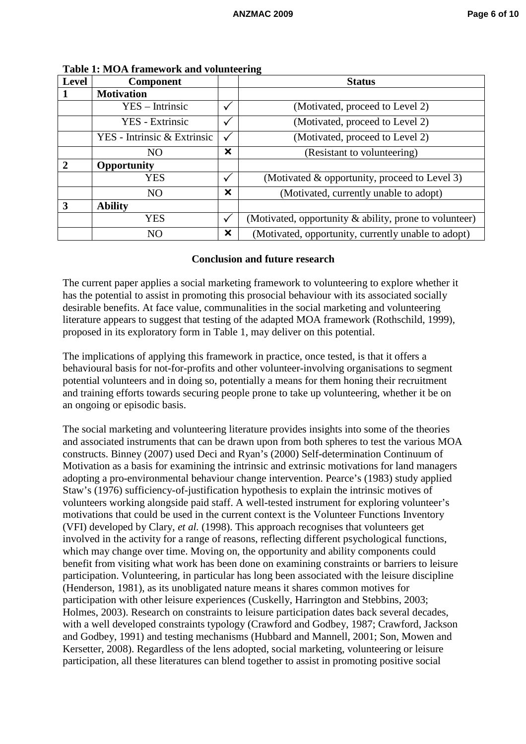**Table 1: MOA framework and volunteering**

| Level | Component | | Status |
|---|---|---|---|
| **1** | **Motivation** | | |
| | YES – Intrinsic | ✓ | (Motivated, proceed to Level 2) |
| | YES - Extrinsic | ✓ | (Motivated, proceed to Level 2) |
| | YES - Intrinsic & Extrinsic | ✓ | (Motivated, proceed to Level 2) |
| | NO | ✗ | (Resistant to volunteering) |
| **2** | **Opportunity** | | |
| | YES | ✓ | (Motivated & opportunity, proceed to Level 3) |
| | NO | ✗ | (Motivated, currently unable to adopt) |
| **3** | **Ability** | | |
| | YES | ✓ | (Motivated, opportunity & ability, prone to volunteer) |
| | NO | ✗ | (Motivated, opportunity, currently unable to adopt) |

## Conclusion and future research

The current paper applies a social marketing framework to volunteering to explore whether it has the potential to assist in promoting this prosocial behaviour with its associated socially desirable benefits. At face value, communalities in the social marketing and volunteering literature appears to suggest that testing of the adapted MOA framework (Rothschild, 1999), proposed in its exploratory form in Table 1, may deliver on this potential.

The implications of applying this framework in practice, once tested, is that it offers a behavioural basis for not-for-profits and other volunteer-involving organisations to segment potential volunteers and in doing so, potentially a means for them honing their recruitment and training efforts towards securing people prone to take up volunteering, whether it be on an ongoing or episodic basis.

The social marketing and volunteering literature provides insights into some of the theories and associated instruments that can be drawn upon from both spheres to test the various MOA constructs. Binney (2007) used Deci and Ryan's (2000) Self-determination Continuum of Motivation as a basis for examining the intrinsic and extrinsic motivations for land managers adopting a pro-environmental behaviour change intervention. Pearce's (1983) study applied Staw's (1976) sufficiency-of-justification hypothesis to explain the intrinsic motives of volunteers working alongside paid staff. A well-tested instrument for exploring volunteer's motivations that could be used in the current context is the Volunteer Functions Inventory (VFI) developed by Clary, *et al.* (1998). This approach recognises that volunteers get involved in the activity for a range of reasons, reflecting different psychological functions, which may change over time. Moving on, the opportunity and ability components could benefit from visiting what work has been done on examining constraints or barriers to leisure participation. Volunteering, in particular has long been associated with the leisure discipline (Henderson, 1981), as its unobligated nature means it shares common motives for participation with other leisure experiences (Cuskelly, Harrington and Stebbins, 2003; Holmes, 2003). Research on constraints to leisure participation dates back several decades, with a well developed constraints typology (Crawford and Godbey, 1987; Crawford, Jackson and Godbey, 1991) and testing mechanisms (Hubbard and Mannell, 2001; Son, Mowen and Kersetter, 2008). Regardless of the lens adopted, social marketing, volunteering or leisure participation, all these literatures can blend together to assist in promoting positive social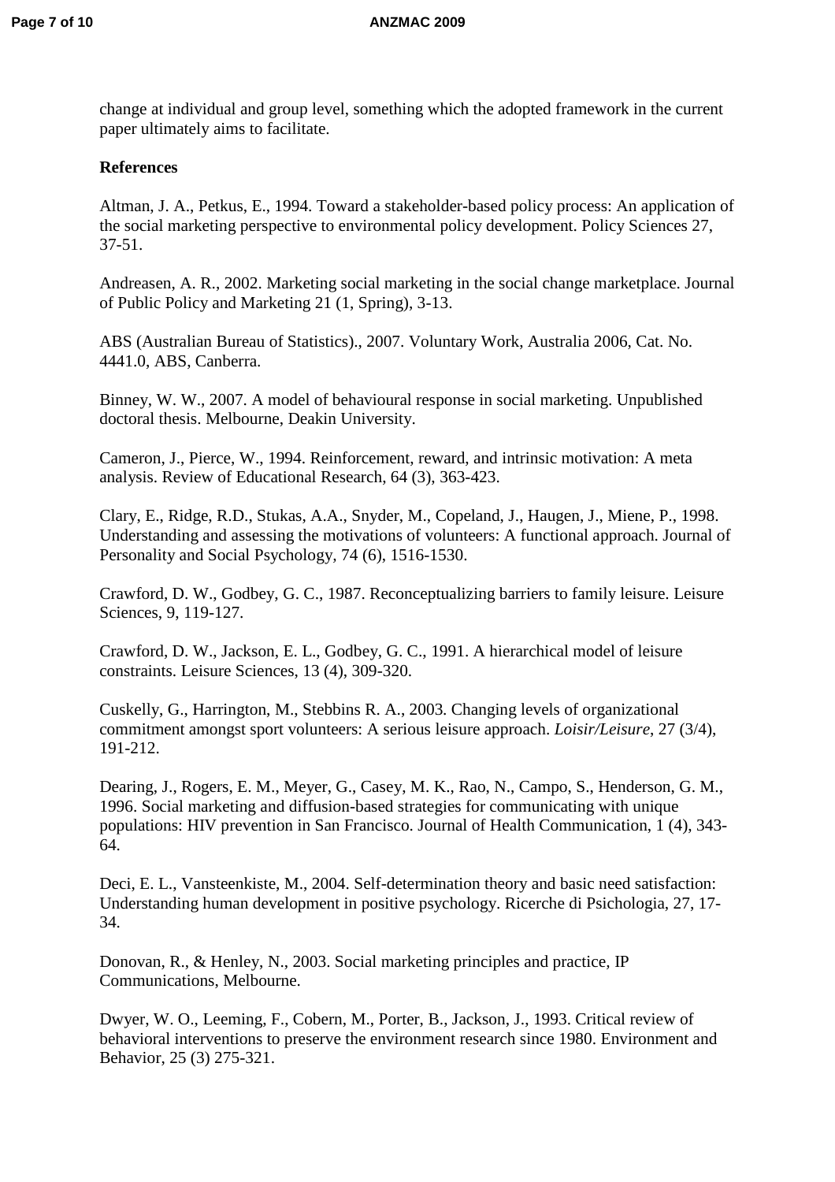change at individual and group level, something which the adopted framework in the current paper ultimately aims to facilitate.

**References**

Altman, J. A., Petkus, E., 1994. Toward a stakeholder-based policy process: An application of the social marketing perspective to environmental policy development. Policy Sciences 27, 37-51.

Andreasen, A. R., 2002. Marketing social marketing in the social change marketplace. Journal of Public Policy and Marketing 21 (1, Spring), 3-13.

ABS (Australian Bureau of Statistics)., 2007. Voluntary Work, Australia 2006, Cat. No. 4441.0, ABS, Canberra.

Binney, W. W., 2007. A model of behavioural response in social marketing. Unpublished doctoral thesis. Melbourne, Deakin University.

Cameron, J., Pierce, W., 1994. Reinforcement, reward, and intrinsic motivation: A meta analysis. Review of Educational Research, 64 (3), 363-423.

Clary, E., Ridge, R.D., Stukas, A.A., Snyder, M., Copeland, J., Haugen, J., Miene, P., 1998. Understanding and assessing the motivations of volunteers: A functional approach. Journal of Personality and Social Psychology, 74 (6), 1516-1530.

Crawford, D. W., Godbey, G. C., 1987. Reconceptualizing barriers to family leisure. Leisure Sciences, 9, 119-127.

Crawford, D. W., Jackson, E. L., Godbey, G. C., 1991. A hierarchical model of leisure constraints. Leisure Sciences, 13 (4), 309-320.

Cuskelly, G., Harrington, M., Stebbins R. A., 2003. Changing levels of organizational commitment amongst sport volunteers: A serious leisure approach. *Loisir/Leisure*, 27 (3/4), 191-212.

Dearing, J., Rogers, E. M., Meyer, G., Casey, M. K., Rao, N., Campo, S., Henderson, G. M., 1996. Social marketing and diffusion-based strategies for communicating with unique populations: HIV prevention in San Francisco. Journal of Health Communication, 1 (4), 343-64.

Deci, E. L., Vansteenkiste, M., 2004. Self-determination theory and basic need satisfaction: Understanding human development in positive psychology. Ricerche di Psichologia, 27, 17-34.

Donovan, R., & Henley, N., 2003. Social marketing principles and practice, IP Communications, Melbourne.

Dwyer, W. O., Leeming, F., Cobern, M., Porter, B., Jackson, J., 1993. Critical review of behavioral interventions to preserve the environment research since 1980. Environment and Behavior, 25 (3) 275-321.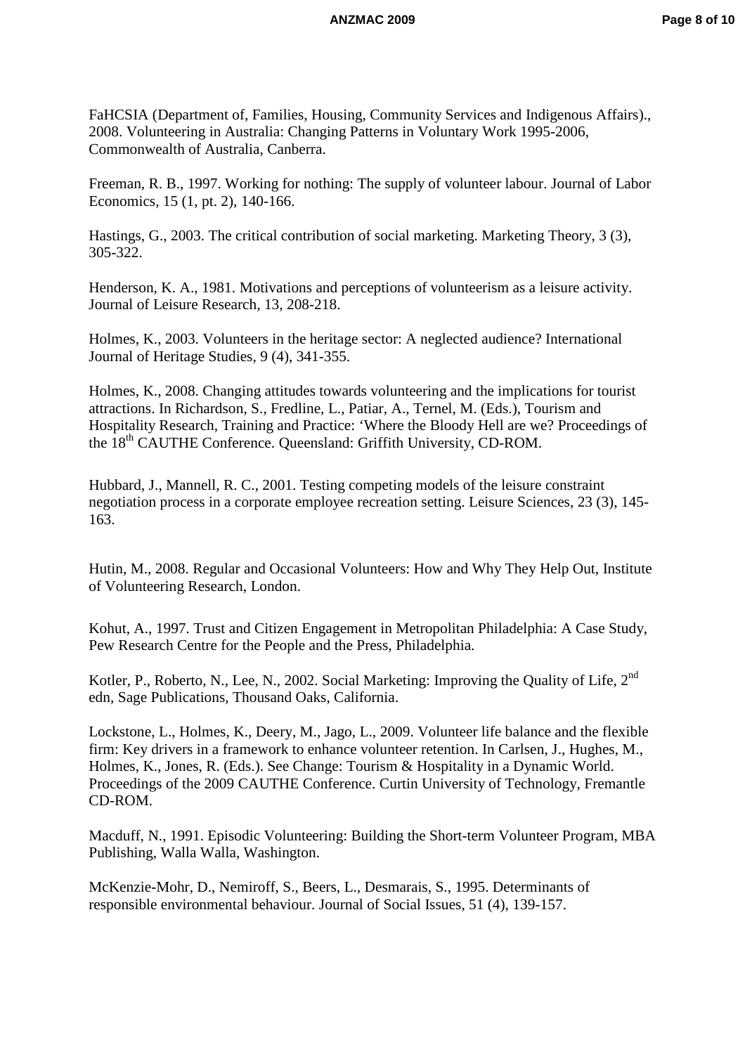FaHCSIA (Department of, Families, Housing, Community Services and Indigenous Affairs)., 2008. Volunteering in Australia: Changing Patterns in Voluntary Work 1995-2006, Commonwealth of Australia, Canberra.

Freeman, R. B., 1997. Working for nothing: The supply of volunteer labour. Journal of Labor Economics, 15 (1, pt. 2), 140-166.

Hastings, G., 2003. The critical contribution of social marketing. Marketing Theory, 3 (3), 305-322.

Henderson, K. A., 1981. Motivations and perceptions of volunteerism as a leisure activity. Journal of Leisure Research, 13, 208-218.

Holmes, K., 2003. Volunteers in the heritage sector: A neglected audience? International Journal of Heritage Studies, 9 (4), 341-355.

Holmes, K., 2008. Changing attitudes towards volunteering and the implications for tourist attractions. In Richardson, S., Fredline, L., Patiar, A., Ternel, M. (Eds.), Tourism and Hospitality Research, Training and Practice: 'Where the Bloody Hell are we? Proceedings of the 18th CAUTHE Conference. Queensland: Griffith University, CD-ROM.

Hubbard, J., Mannell, R. C., 2001. Testing competing models of the leisure constraint negotiation process in a corporate employee recreation setting. Leisure Sciences, 23 (3), 145-163.

Hutin, M., 2008. Regular and Occasional Volunteers: How and Why They Help Out, Institute of Volunteering Research, London.

Kohut, A., 1997. Trust and Citizen Engagement in Metropolitan Philadelphia: A Case Study, Pew Research Centre for the People and the Press, Philadelphia.

Kotler, P., Roberto, N., Lee, N., 2002. Social Marketing: Improving the Quality of Life, 2nd edn, Sage Publications, Thousand Oaks, California.

Lockstone, L., Holmes, K., Deery, M., Jago, L., 2009. Volunteer life balance and the flexible firm: Key drivers in a framework to enhance volunteer retention. In Carlsen, J., Hughes, M., Holmes, K., Jones, R. (Eds.). See Change: Tourism & Hospitality in a Dynamic World. Proceedings of the 2009 CAUTHE Conference. Curtin University of Technology, Fremantle CD-ROM.

Macduff, N., 1991. Episodic Volunteering: Building the Short-term Volunteer Program, MBA Publishing, Walla Walla, Washington.

McKenzie-Mohr, D., Nemiroff, S., Beers, L., Desmarais, S., 1995. Determinants of responsible environmental behaviour. Journal of Social Issues, 51 (4), 139-157.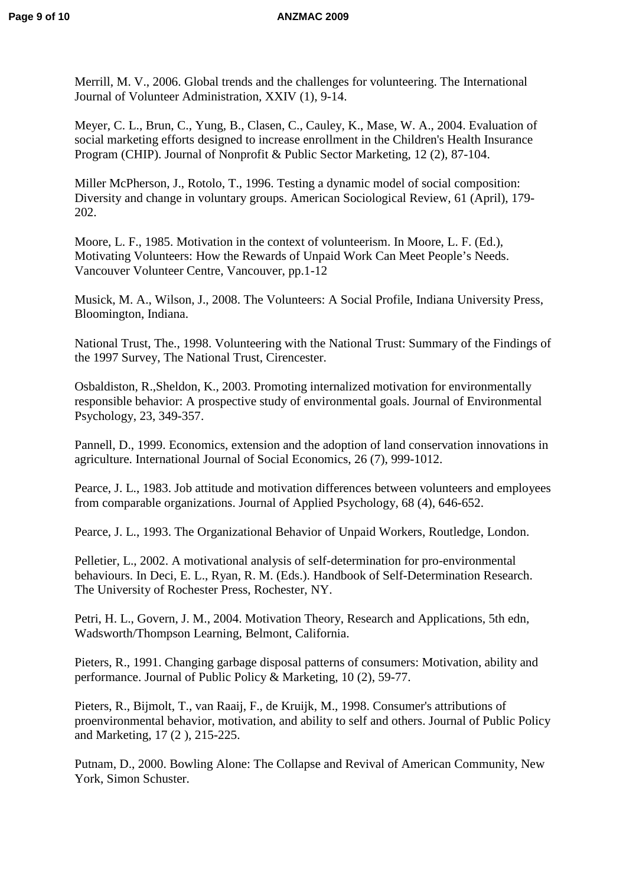Merrill, M. V., 2006. Global trends and the challenges for volunteering. The International Journal of Volunteer Administration, XXIV (1), 9-14.

Meyer, C. L., Brun, C., Yung, B., Clasen, C., Cauley, K., Mase, W. A., 2004. Evaluation of social marketing efforts designed to increase enrollment in the Children's Health Insurance Program (CHIP). Journal of Nonprofit & Public Sector Marketing, 12 (2), 87-104.

Miller McPherson, J., Rotolo, T., 1996. Testing a dynamic model of social composition: Diversity and change in voluntary groups. American Sociological Review, 61 (April), 179-202.

Moore, L. F., 1985. Motivation in the context of volunteerism. In Moore, L. F. (Ed.), Motivating Volunteers: How the Rewards of Unpaid Work Can Meet People's Needs. Vancouver Volunteer Centre, Vancouver, pp.1-12

Musick, M. A., Wilson, J., 2008. The Volunteers: A Social Profile, Indiana University Press, Bloomington, Indiana.

National Trust, The., 1998. Volunteering with the National Trust: Summary of the Findings of the 1997 Survey, The National Trust, Cirencester.

Osbaldiston, R.,Sheldon, K., 2003. Promoting internalized motivation for environmentally responsible behavior: A prospective study of environmental goals. Journal of Environmental Psychology, 23, 349-357.

Pannell, D., 1999. Economics, extension and the adoption of land conservation innovations in agriculture. International Journal of Social Economics, 26 (7), 999-1012.

Pearce, J. L., 1983. Job attitude and motivation differences between volunteers and employees from comparable organizations. Journal of Applied Psychology, 68 (4), 646-652.

Pearce, J. L., 1993. The Organizational Behavior of Unpaid Workers, Routledge, London.

Pelletier, L., 2002. A motivational analysis of self-determination for pro-environmental behaviours. In Deci, E. L., Ryan, R. M. (Eds.). Handbook of Self-Determination Research. The University of Rochester Press, Rochester, NY.

Petri, H. L., Govern, J. M., 2004. Motivation Theory, Research and Applications, 5th edn, Wadsworth/Thompson Learning, Belmont, California.

Pieters, R., 1991. Changing garbage disposal patterns of consumers: Motivation, ability and performance. Journal of Public Policy & Marketing, 10 (2), 59-77.

Pieters, R., Bijmolt, T., van Raaij, F., de Kruijk, M., 1998. Consumer's attributions of proenvironmental behavior, motivation, and ability to self and others. Journal of Public Policy and Marketing, 17 (2 ), 215-225.

Putnam, D., 2000. Bowling Alone: The Collapse and Revival of American Community, New York, Simon Schuster.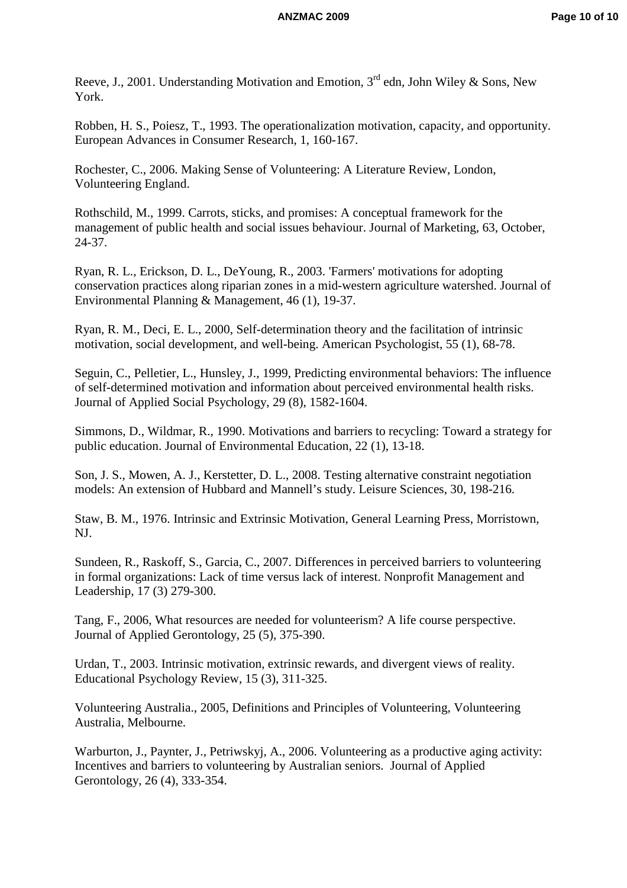Reeve, J., 2001. Understanding Motivation and Emotion, 3rd edn, John Wiley & Sons, New York.

Robben, H. S., Poiesz, T., 1993. The operationalization motivation, capacity, and opportunity. European Advances in Consumer Research, 1, 160-167.

Rochester, C., 2006. Making Sense of Volunteering: A Literature Review, London, Volunteering England.

Rothschild, M., 1999. Carrots, sticks, and promises: A conceptual framework for the management of public health and social issues behaviour. Journal of Marketing, 63, October, 24-37.

Ryan, R. L., Erickson, D. L., DeYoung, R., 2003. 'Farmers' motivations for adopting conservation practices along riparian zones in a mid-western agriculture watershed. Journal of Environmental Planning & Management, 46 (1), 19-37.

Ryan, R. M., Deci, E. L., 2000, Self-determination theory and the facilitation of intrinsic motivation, social development, and well-being. American Psychologist, 55 (1), 68-78.

Seguin, C., Pelletier, L., Hunsley, J., 1999, Predicting environmental behaviors: The influence of self-determined motivation and information about perceived environmental health risks. Journal of Applied Social Psychology, 29 (8), 1582-1604.

Simmons, D., Wildmar, R., 1990. Motivations and barriers to recycling: Toward a strategy for public education. Journal of Environmental Education, 22 (1), 13-18.

Son, J. S., Mowen, A. J., Kerstetter, D. L., 2008. Testing alternative constraint negotiation models: An extension of Hubbard and Mannell's study. Leisure Sciences, 30, 198-216.

Staw, B. M., 1976. Intrinsic and Extrinsic Motivation, General Learning Press, Morristown, NJ.

Sundeen, R., Raskoff, S., Garcia, C., 2007. Differences in perceived barriers to volunteering in formal organizations: Lack of time versus lack of interest. Nonprofit Management and Leadership, 17 (3) 279-300.

Tang, F., 2006, What resources are needed for volunteerism? A life course perspective. Journal of Applied Gerontology, 25 (5), 375-390.

Urdan, T., 2003. Intrinsic motivation, extrinsic rewards, and divergent views of reality. Educational Psychology Review, 15 (3), 311-325.

Volunteering Australia., 2005, Definitions and Principles of Volunteering, Volunteering Australia, Melbourne.

Warburton, J., Paynter, J., Petriwskyj, A., 2006. Volunteering as a productive aging activity: Incentives and barriers to volunteering by Australian seniors. Journal of Applied Gerontology, 26 (4), 333-354.